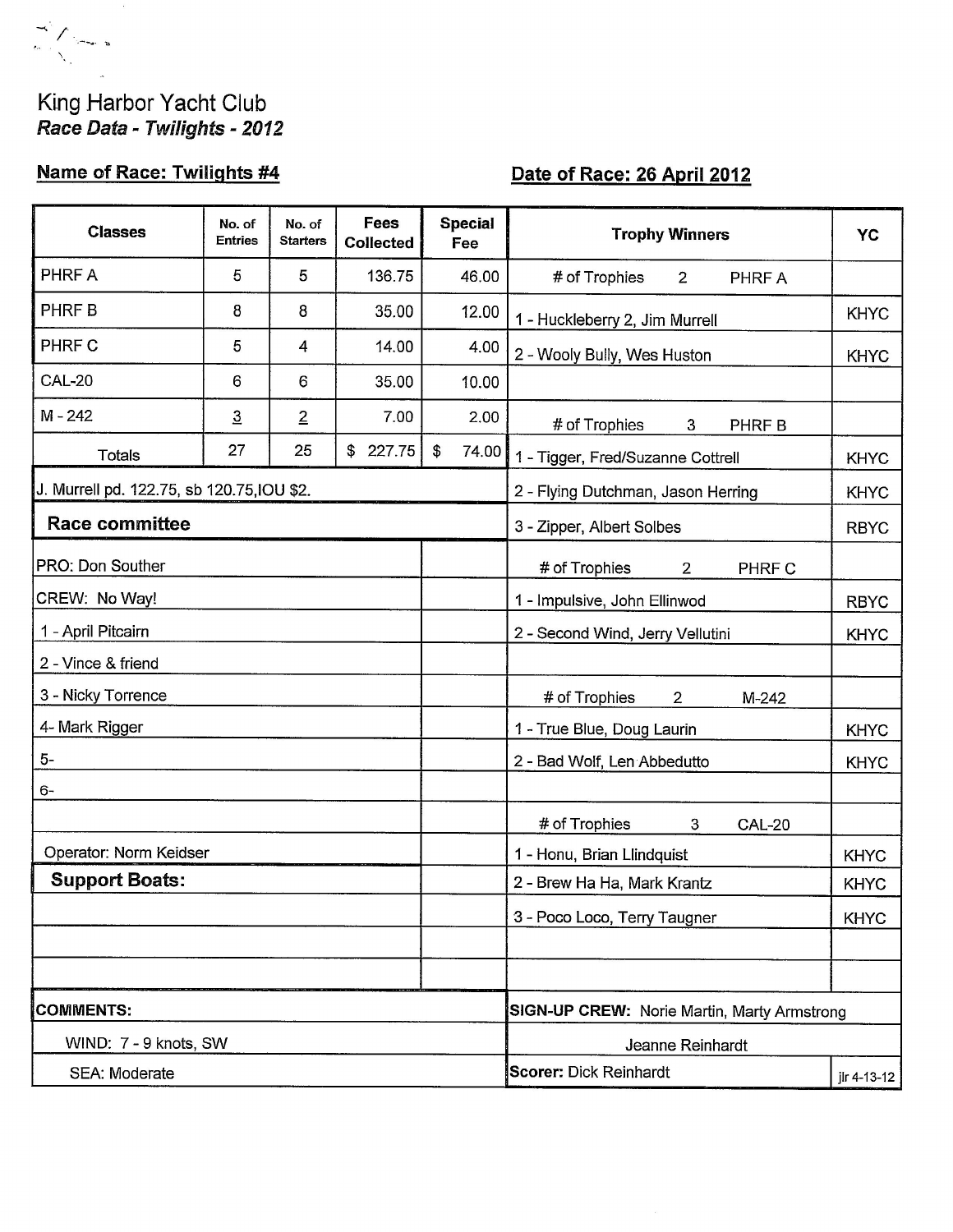King Harbor Yacht Club

***Race Data - Twilights - 2012***

**Name of Race: Twilights #4** **Date of Race: 26 April 2012**

| Classes | No. of Entries | No. of Starters | Fees Collected | Special Fee |
|---|---|---|---|---|
| PHRF A | 5 | 5 | 136.75 | 46.00 |
| PHRF B | 8 | 8 | 35.00 | 12.00 |
| PHRF C | 5 | 4 | 14.00 | 4.00 |
| CAL-20 | 6 | 6 | 35.00 | 10.00 |
| M - 242 | 3 | 2 | 7.00 | 2.00 |
| Totals | 27 | 25 | $ 227.75 | $ 74.00 |

J. Murrell pd. 122.75, sb 120.75,IOU $2.

| Trophy Winners | YC |
|---|---|
| # of Trophies 2 PHRF A | |
| 1 - Huckleberry 2, Jim Murrell | KHYC |
| 2 - Wooly Bully, Wes Huston | KHYC |
| | |
| # of Trophies 3 PHRF B | |
| 1 - Tigger, Fred/Suzanne Cottrell | KHYC |
| 2 - Flying Dutchman, Jason Herring | KHYC |
| 3 - Zipper, Albert Solbes | RBYC |
| # of Trophies 2 PHRF C | |
| 1 - Impulsive, John Ellinwod | RBYC |
| 2 - Second Wind, Jerry Vellutini | KHYC |
| | |
| # of Trophies 2 M-242 | |
| 1 - True Blue, Doug Laurin | KHYC |
| 2 - Bad Wolf, Len Abbedutto | KHYC |
| | |
| # of Trophies 3 CAL-20 | |
| 1 - Honu, Brian Llindquist | KHYC |
| 2 - Brew Ha Ha, Mark Krantz | KHYC |
| 3 - Poco Loco, Terry Taugner | KHYC |

**Race committee**

PRO: Don Souther

CREW: No Way!

1 - April Pitcairn
2 - Vince & friend
3 - Nicky Torrence
4- Mark Rigger
5-
6-

Operator: Norm Keidser

**Support Boats:**

**COMMENTS:**

WIND: 7 - 9 knots, SW

SEA: Moderate

**SIGN-UP CREW:** Norie Martin, Marty Armstrong, Jeanne Reinhardt

**Scorer:** Dick Reinhardt

jlr 4-13-12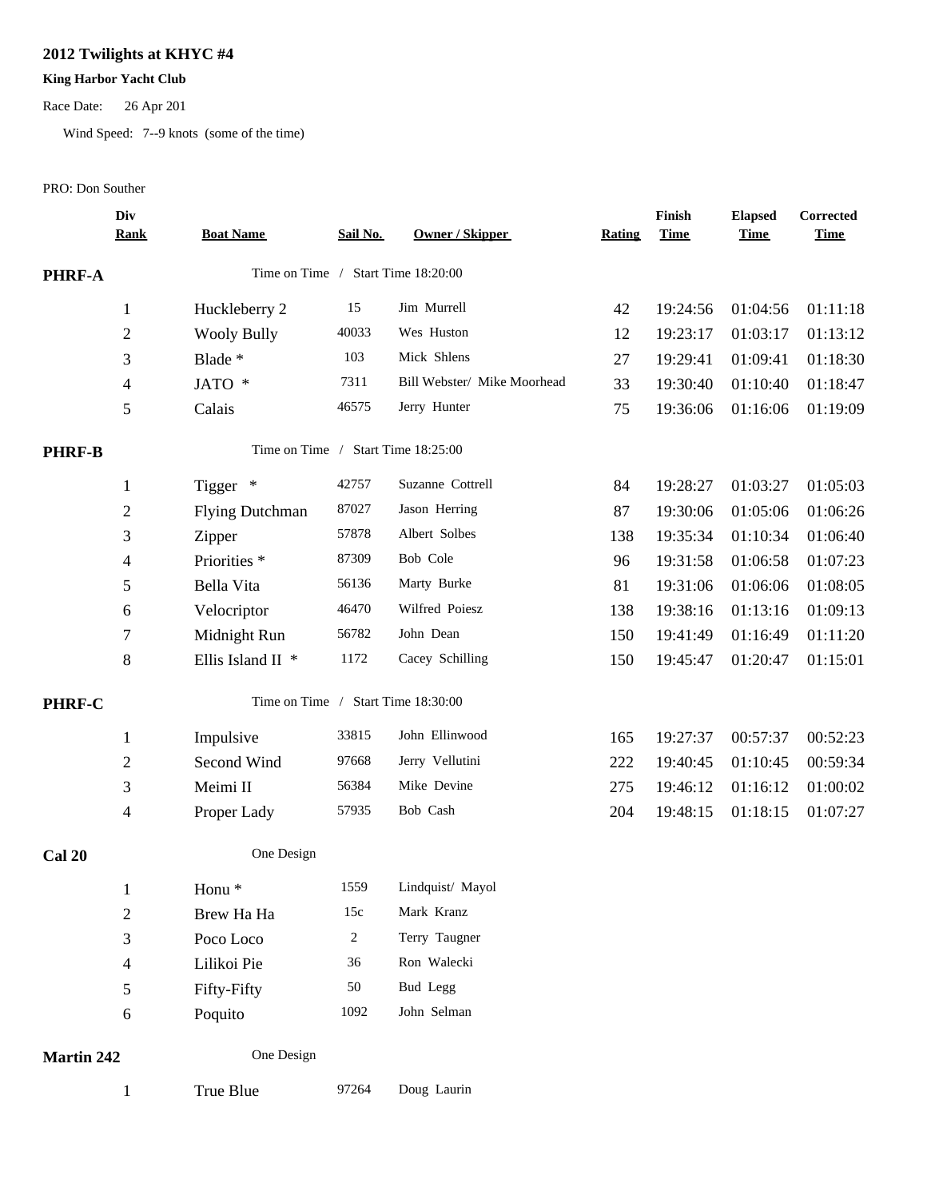## 2012 Twilights at KHYC #4

**King Harbor Yacht Club**

Race Date: 26 Apr 201

Wind Speed: 7--9 knots (some of the time)

PRO: Don Souther

| | Div Rank | Boat Name | Sail No. | Owner / Skipper | Rating | Finish Time | Elapsed Time | Corrected Time |
|---|---|---|---|---|---|---|---|---|
| **PHRF-A** | | Time on Time / Start Time 18:20:00 | | | | | | |
| | 1 | Huckleberry 2 | 15 | Jim Murrell | 42 | 19:24:56 | 01:04:56 | 01:11:18 |
| | 2 | Wooly Bully | 40033 | Wes Huston | 12 | 19:23:17 | 01:03:17 | 01:13:12 |
| | 3 | Blade * | 103 | Mick Shlens | 27 | 19:29:41 | 01:09:41 | 01:18:30 |
| | 4 | JATO * | 7311 | Bill Webster/ Mike Moorhead | 33 | 19:30:40 | 01:10:40 | 01:18:47 |
| | 5 | Calais | 46575 | Jerry Hunter | 75 | 19:36:06 | 01:16:06 | 01:19:09 |
| **PHRF-B** | | Time on Time / Start Time 18:25:00 | | | | | | |
| | 1 | Tigger * | 42757 | Suzanne Cottrell | 84 | 19:28:27 | 01:03:27 | 01:05:03 |
| | 2 | Flying Dutchman | 87027 | Jason Herring | 87 | 19:30:06 | 01:05:06 | 01:06:26 |
| | 3 | Zipper | 57878 | Albert Solbes | 138 | 19:35:34 | 01:10:34 | 01:06:40 |
| | 4 | Priorities * | 87309 | Bob Cole | 96 | 19:31:58 | 01:06:58 | 01:07:23 |
| | 5 | Bella Vita | 56136 | Marty Burke | 81 | 19:31:06 | 01:06:06 | 01:08:05 |
| | 6 | Velocriptor | 46470 | Wilfred Poiesz | 138 | 19:38:16 | 01:13:16 | 01:09:13 |
| | 7 | Midnight Run | 56782 | John Dean | 150 | 19:41:49 | 01:16:49 | 01:11:20 |
| | 8 | Ellis Island II * | 1172 | Cacey Schilling | 150 | 19:45:47 | 01:20:47 | 01:15:01 |
| **PHRF-C** | | Time on Time / Start Time 18:30:00 | | | | | | |
| | 1 | Impulsive | 33815 | John Ellinwood | 165 | 19:27:37 | 00:57:37 | 00:52:23 |
| | 2 | Second Wind | 97668 | Jerry Vellutini | 222 | 19:40:45 | 01:10:45 | 00:59:34 |
| | 3 | Meimi II | 56384 | Mike Devine | 275 | 19:46:12 | 01:16:12 | 01:00:02 |
| | 4 | Proper Lady | 57935 | Bob Cash | 204 | 19:48:15 | 01:18:15 | 01:07:27 |
| **Cal 20** | | One Design | | | | | | |
| | 1 | Honu * | 1559 | Lindquist/ Mayol | | | | |
| | 2 | Brew Ha Ha | 15c | Mark Kranz | | | | |
| | 3 | Poco Loco | 2 | Terry Taugner | | | | |
| | 4 | Lilikoi Pie | 36 | Ron Walecki | | | | |
| | 5 | Fifty-Fifty | 50 | Bud Legg | | | | |
| | 6 | Poquito | 1092 | John Selman | | | | |
| **Martin 242** | | One Design | | | | | | |
| | 1 | True Blue | 97264 | Doug Laurin | | | | |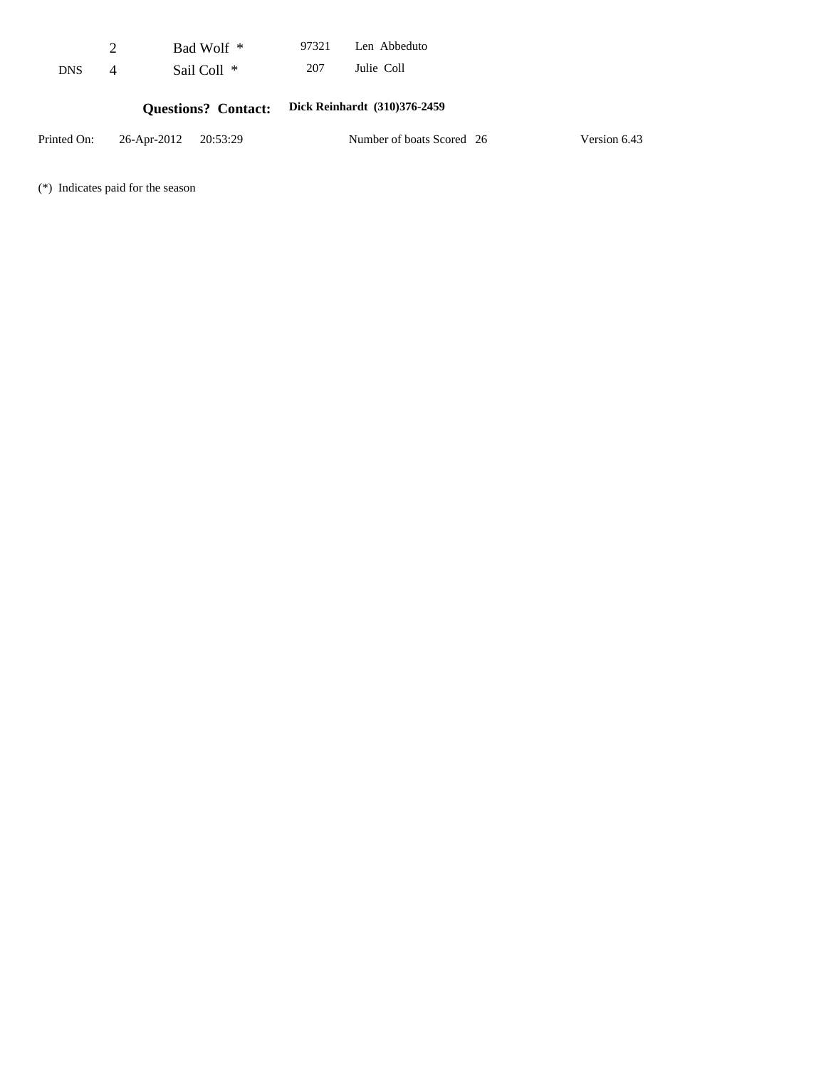| | | | | |
|---|---|---|---|---|
| | 2 | Bad Wolf * | 97321 | Len Abbeduto |
| DNS | 4 | Sail Coll * | 207 | Julie Coll |

**Questions? Contact:** **Dick Reinhardt (310)376-2459**

Printed On: 26-Apr-2012 20:53:29 Number of boats Scored 26 Version 6.43

(*) Indicates paid for the season